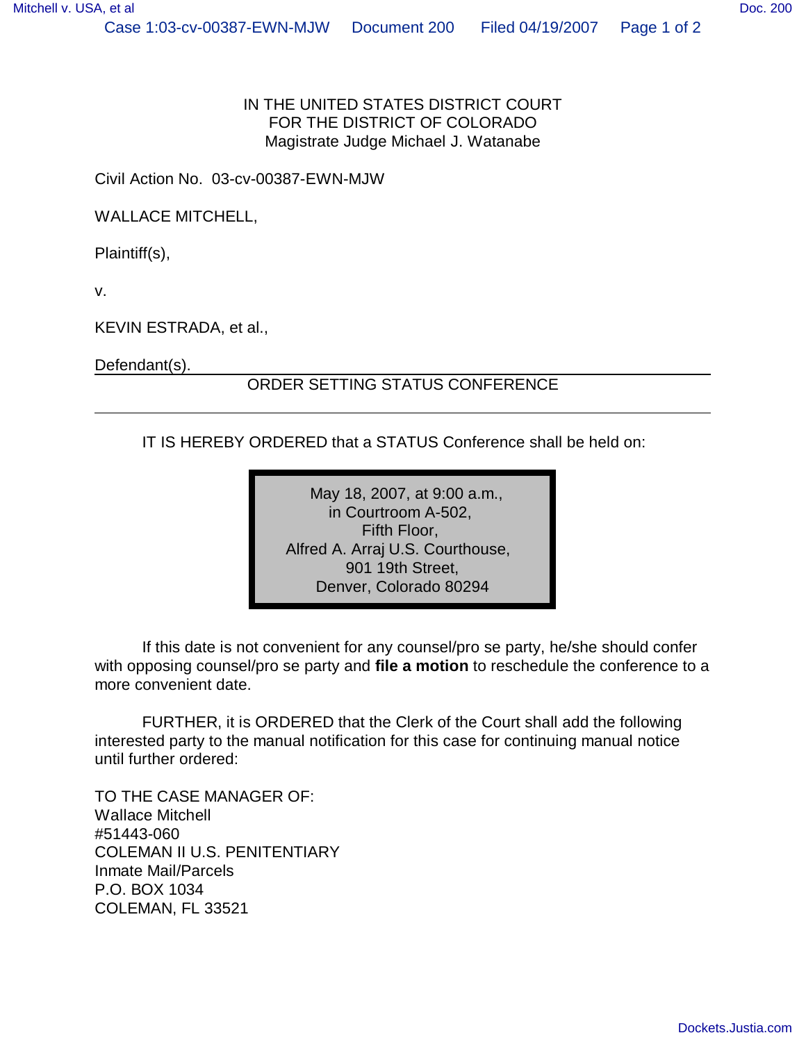IN THE UNITED STATES DISTRICT COURT
FOR THE DISTRICT OF COLORADO
Magistrate Judge Michael J. Watanabe

Civil Action No. 03-cv-00387-EWN-MJW

WALLACE MITCHELL,

Plaintiff(s),

v.

KEVIN ESTRADA, et al.,

Defendant(s).

---

ORDER SETTING STATUS CONFERENCE

---

IT IS HEREBY ORDERED that a STATUS Conference shall be held on:

May 18, 2007, at 9:00 a.m.,
in Courtroom A-502,
Fifth Floor,
Alfred A. Arraj U.S. Courthouse,
901 19th Street,
Denver, Colorado 80294

If this date is not convenient for any counsel/pro se party, he/she should confer with opposing counsel/pro se party and **file a motion** to reschedule the conference to a more convenient date.

FURTHER, it is ORDERED that the Clerk of the Court shall add the following interested party to the manual notification for this case for continuing manual notice until further ordered:

TO THE CASE MANAGER OF:
Wallace Mitchell
#51443-060
COLEMAN II U.S. PENITENTIARY
Inmate Mail/Parcels
P.O. BOX 1034
COLEMAN, FL 33521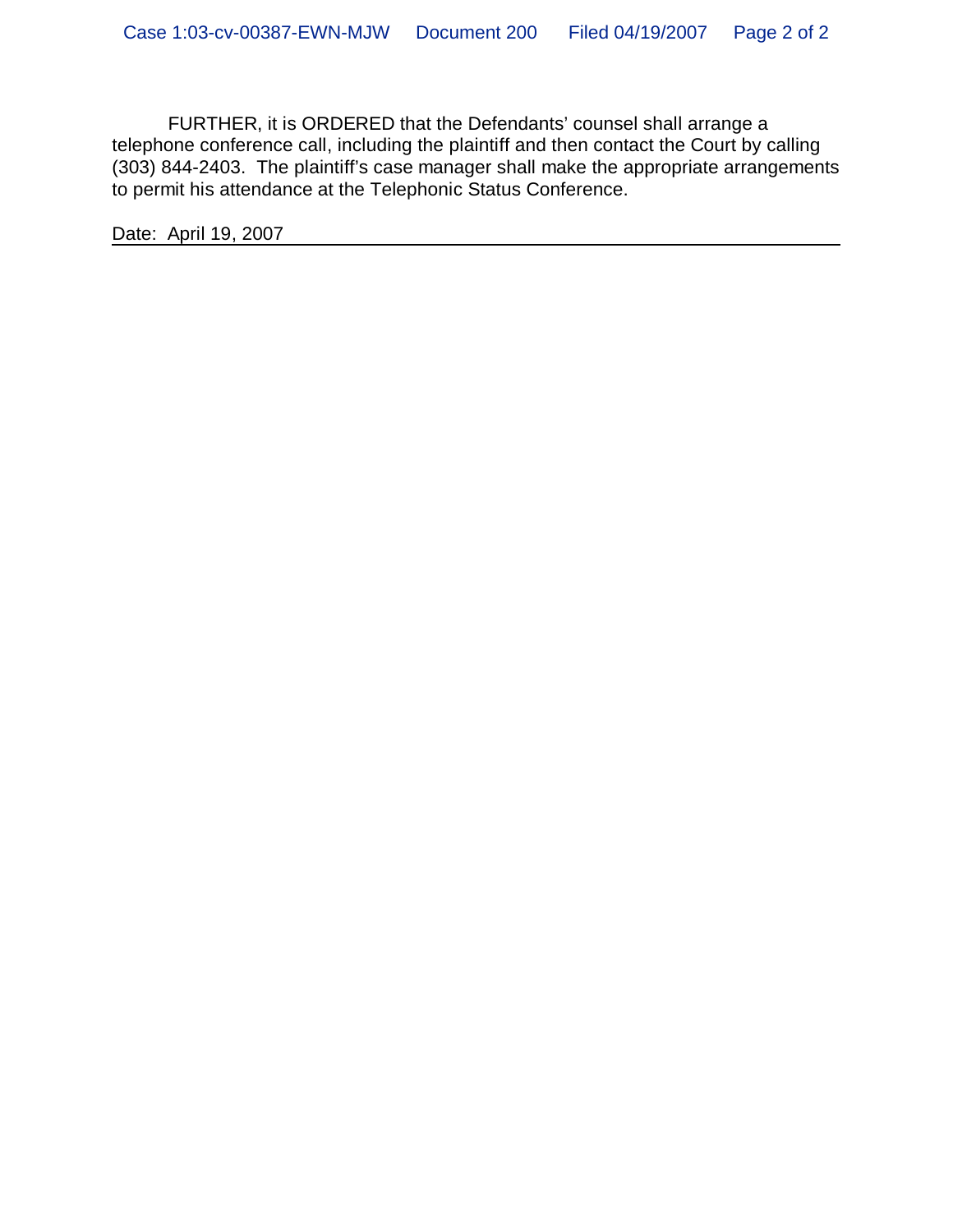FURTHER, it is ORDERED that the Defendants' counsel shall arrange a telephone conference call, including the plaintiff and then contact the Court by calling (303) 844-2403. The plaintiff's case manager shall make the appropriate arrangements to permit his attendance at the Telephonic Status Conference.

Date: April 19, 2007